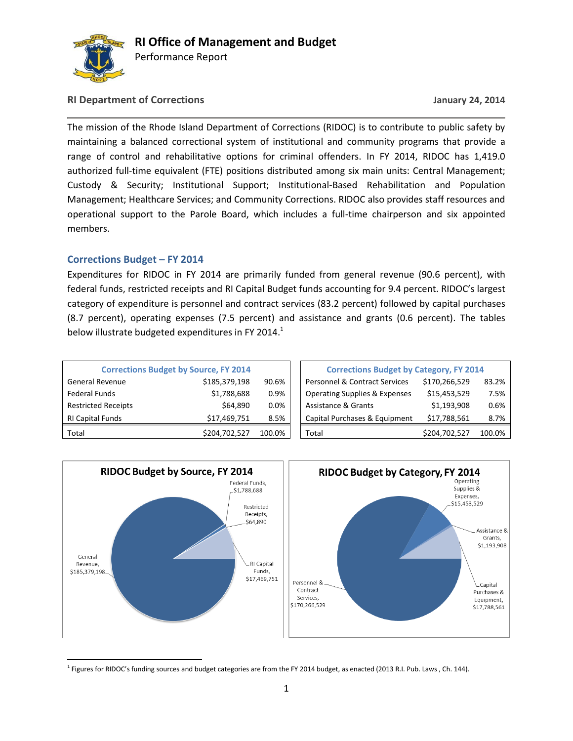# RI Office of Management and Budget

Performance Report

**RI Department of Corrections** **January 24, 2014**

The mission of the Rhode Island Department of Corrections (RIDOC) is to contribute to public safety by maintaining a balanced correctional system of institutional and community programs that provide a range of control and rehabilitative options for criminal offenders. In FY 2014, RIDOC has 1,419.0 authorized full-time equivalent (FTE) positions distributed among six main units: Central Management; Custody & Security; Institutional Support; Institutional-Based Rehabilitation and Population Management; Healthcare Services; and Community Corrections. RIDOC also provides staff resources and operational support to the Parole Board, which includes a full-time chairperson and six appointed members.

## Corrections Budget – FY 2014

Expenditures for RIDOC in FY 2014 are primarily funded from general revenue (90.6 percent), with federal funds, restricted receipts and RI Capital Budget funds accounting for 9.4 percent. RIDOC's largest category of expenditure is personnel and contract services (83.2 percent) followed by capital purchases (8.7 percent), operating expenses (7.5 percent) and assistance and grants (0.6 percent). The tables below illustrate budgeted expenditures in FY 2014.[1]

| Corrections Budget by Source, FY 2014 | | |
|---|---|---|
| General Revenue | $185,379,198 | 90.6% |
| Federal Funds | $1,788,688 | 0.9% |
| Restricted Receipts | $64,890 | 0.0% |
| RI Capital Funds | $17,469,751 | 8.5% |
| Total | $204,702,527 | 100.0% |

| Corrections Budget by Category, FY 2014 | | |
|---|---|---|
| Personnel & Contract Services | $170,266,529 | 83.2% |
| Operating Supplies & Expenses | $15,453,529 | 7.5% |
| Assistance & Grants | $1,193,908 | 0.6% |
| Capital Purchases & Equipment | $17,788,561 | 8.7% |
| Total | $204,702,527 | 100.0% |

**RIDOC Budget by Source, FY 2014**

General Revenue, $185,379,198; Federal Funds, $1,788,688; Restricted Receipts, $64,890; RI Capital Funds, $17,469,751

**RIDOC Budget by Category, FY 2014**

Personnel & Contract Services, $170,266,529; Operating Supplies & Expenses, $15,453,529; Assistance & Grants, $1,193,908; Capital Purchases & Equipment, $17,788,561

[1] Figures for RIDOC's funding sources and budget categories are from the FY 2014 budget, as enacted (2013 R.I. Pub. Laws , Ch. 144).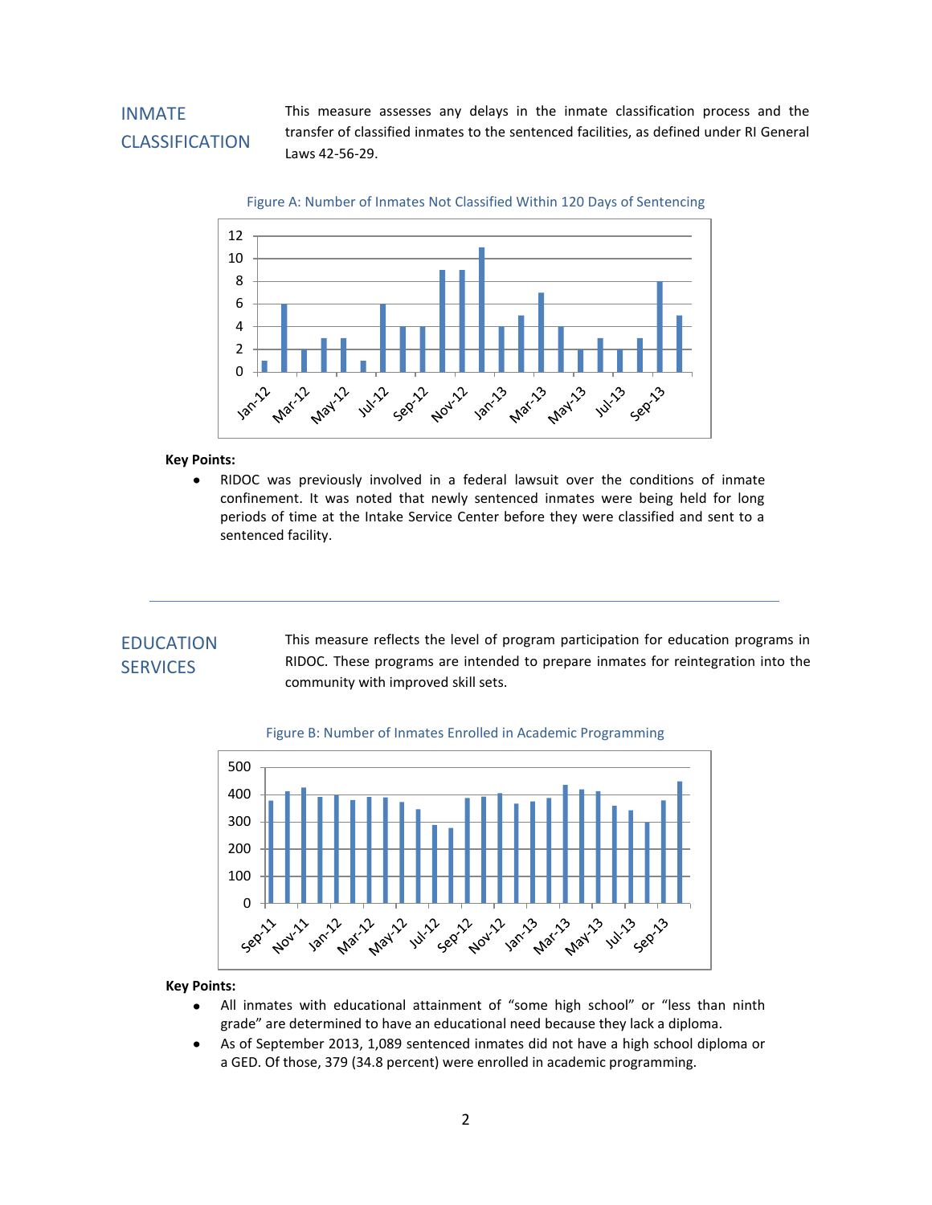## INMATE CLASSIFICATION

This measure assesses any delays in the inmate classification process and the transfer of classified inmates to the sentenced facilities, as defined under RI General Laws 42-56-29.

Figure A: Number of Inmates Not Classified Within 120 Days of Sentencing

**Key Points:**

- RIDOC was previously involved in a federal lawsuit over the conditions of inmate confinement. It was noted that newly sentenced inmates were being held for long periods of time at the Intake Service Center before they were classified and sent to a sentenced facility.

---

## EDUCATION SERVICES

This measure reflects the level of program participation for education programs in RIDOC. These programs are intended to prepare inmates for reintegration into the community with improved skill sets.

Figure B: Number of Inmates Enrolled in Academic Programming

**Key Points:**

- All inmates with educational attainment of "some high school" or "less than ninth grade" are determined to have an educational need because they lack a diploma.
- As of September 2013, 1,089 sentenced inmates did not have a high school diploma or a GED. Of those, 379 (34.8 percent) were enrolled in academic programming.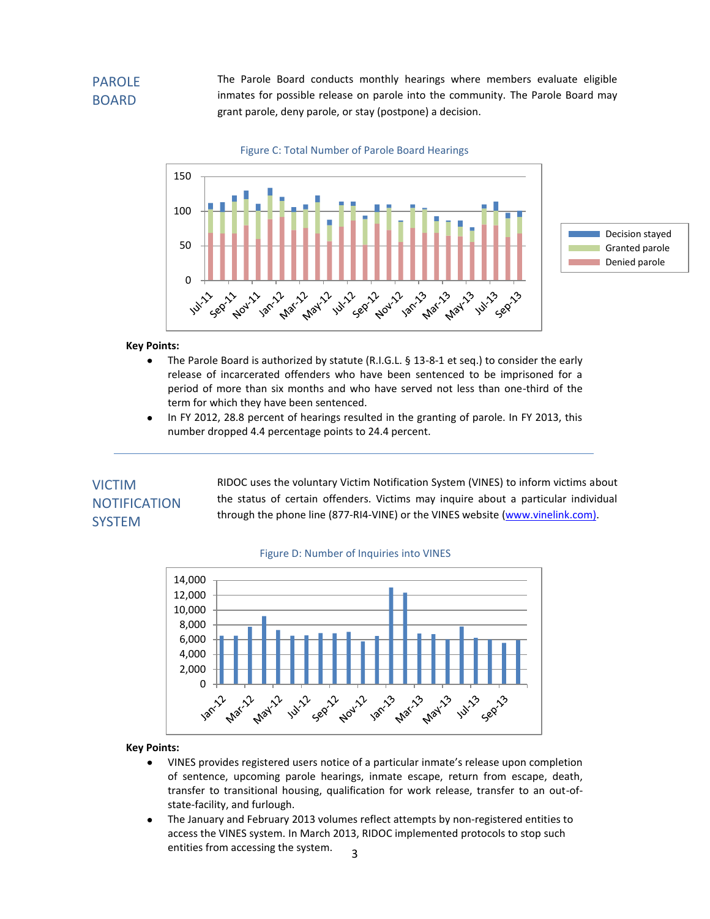## PAROLE BOARD

The Parole Board conducts monthly hearings where members evaluate eligible inmates for possible release on parole into the community. The Parole Board may grant parole, deny parole, or stay (postpone) a decision.

Figure C: Total Number of Parole Board Hearings

**Key Points:**

- The Parole Board is authorized by statute (R.I.G.L. § 13-8-1 et seq.) to consider the early release of incarcerated offenders who have been sentenced to be imprisoned for a period of more than six months and who have served not less than one-third of the term for which they have been sentenced.
- In FY 2012, 28.8 percent of hearings resulted in the granting of parole. In FY 2013, this number dropped 4.4 percentage points to 24.4 percent.

---

## VICTIM NOTIFICATION SYSTEM

RIDOC uses the voluntary Victim Notification System (VINES) to inform victims about the status of certain offenders. Victims may inquire about a particular individual through the phone line (877-RI4-VINE) or the VINES website (www.vinelink.com).

Figure D: Number of Inquiries into VINES

**Key Points:**

- VINES provides registered users notice of a particular inmate's release upon completion of sentence, upcoming parole hearings, inmate escape, return from escape, death, transfer to transitional housing, qualification for work release, transfer to an out-of-state-facility, and furlough.
- The January and February 2013 volumes reflect attempts by non-registered entities to access the VINES system. In March 2013, RIDOC implemented protocols to stop such entities from accessing the system.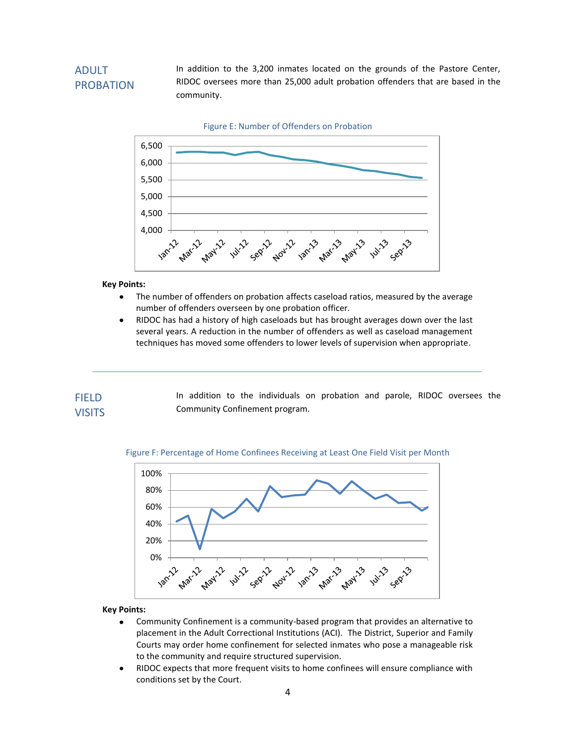## ADULT PROBATION

In addition to the 3,200 inmates located on the grounds of the Pastore Center, RIDOC oversees more than 25,000 adult probation offenders that are based in the community.

Figure E: Number of Offenders on Probation

**Key Points:**

- The number of offenders on probation affects caseload ratios, measured by the average number of offenders overseen by one probation officer.
- RIDOC has had a history of high caseloads but has brought averages down over the last several years. A reduction in the number of offenders as well as caseload management techniques has moved some offenders to lower levels of supervision when appropriate.

---

## FIELD VISITS

In addition to the individuals on probation and parole, RIDOC oversees the Community Confinement program.

Figure F: Percentage of Home Confinees Receiving at Least One Field Visit per Month

**Key Points:**

- Community Confinement is a community-based program that provides an alternative to placement in the Adult Correctional Institutions (ACI). The District, Superior and Family Courts may order home confinement for selected inmates who pose a manageable risk to the community and require structured supervision.
- RIDOC expects that more frequent visits to home confinees will ensure compliance with conditions set by the Court.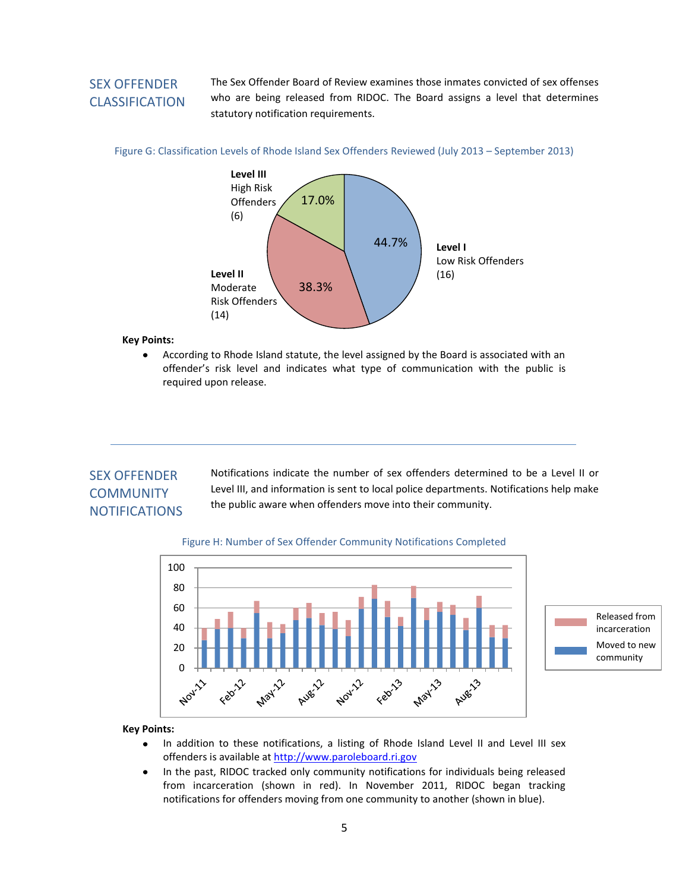## SEX OFFENDER CLASSIFICATION

The Sex Offender Board of Review examines those inmates convicted of sex offenses who are being released from RIDOC. The Board assigns a level that determines statutory notification requirements.

Figure G: Classification Levels of Rhode Island Sex Offenders Reviewed (July 2013 – September 2013)

| Level | Number | Percent |
|---|---|---|
| Level I Low Risk Offenders | 16 | 44.7% |
| Level II Moderate Risk Offenders | 14 | 38.3% |
| Level III High Risk Offenders | 6 | 17.0% |

**Key Points:**

- According to Rhode Island statute, the level assigned by the Board is associated with an offender's risk level and indicates what type of communication with the public is required upon release.

## SEX OFFENDER COMMUNITY NOTIFICATIONS

Notifications indicate the number of sex offenders determined to be a Level II or Level III, and information is sent to local police departments. Notifications help make the public aware when offenders move into their community.

Figure H: Number of Sex Offender Community Notifications Completed

**Key Points:**

- In addition to these notifications, a listing of Rhode Island Level II and Level III sex offenders is available at [http://www.paroleboard.ri.gov](http://www.paroleboard.ri.gov)
- In the past, RIDOC tracked only community notifications for individuals being released from incarceration (shown in red). In November 2011, RIDOC began tracking notifications for offenders moving from one community to another (shown in blue).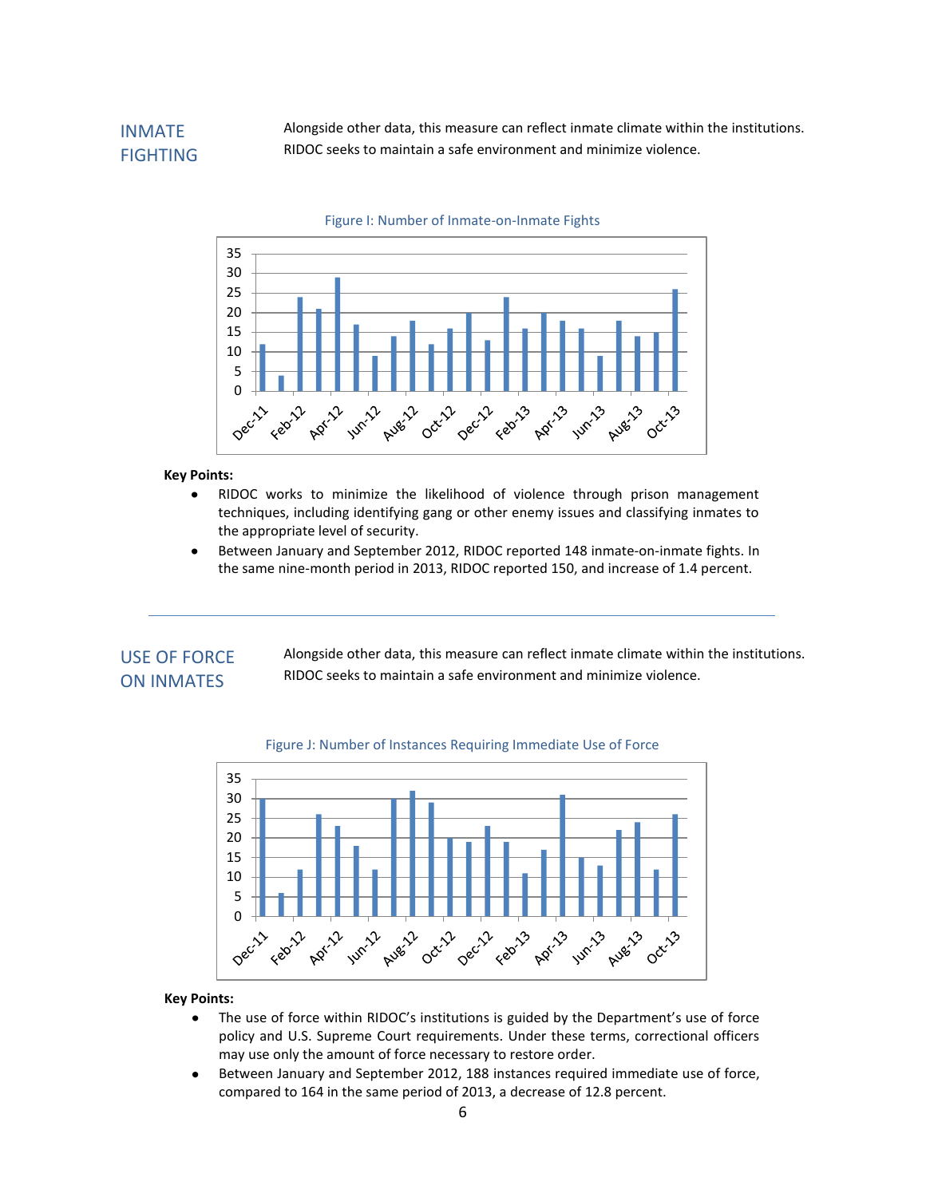## INMATE FIGHTING

Alongside other data, this measure can reflect inmate climate within the institutions. RIDOC seeks to maintain a safe environment and minimize violence.

Figure I: Number of Inmate-on-Inmate Fights

**Key Points:**

- RIDOC works to minimize the likelihood of violence through prison management techniques, including identifying gang or other enemy issues and classifying inmates to the appropriate level of security.
- Between January and September 2012, RIDOC reported 148 inmate-on-inmate fights. In the same nine-month period in 2013, RIDOC reported 150, and increase of 1.4 percent.

---

## USE OF FORCE ON INMATES

Alongside other data, this measure can reflect inmate climate within the institutions. RIDOC seeks to maintain a safe environment and minimize violence.

Figure J: Number of Instances Requiring Immediate Use of Force

**Key Points:**

- The use of force within RIDOC's institutions is guided by the Department's use of force policy and U.S. Supreme Court requirements. Under these terms, correctional officers may use only the amount of force necessary to restore order.
- Between January and September 2012, 188 instances required immediate use of force, compared to 164 in the same period of 2013, a decrease of 12.8 percent.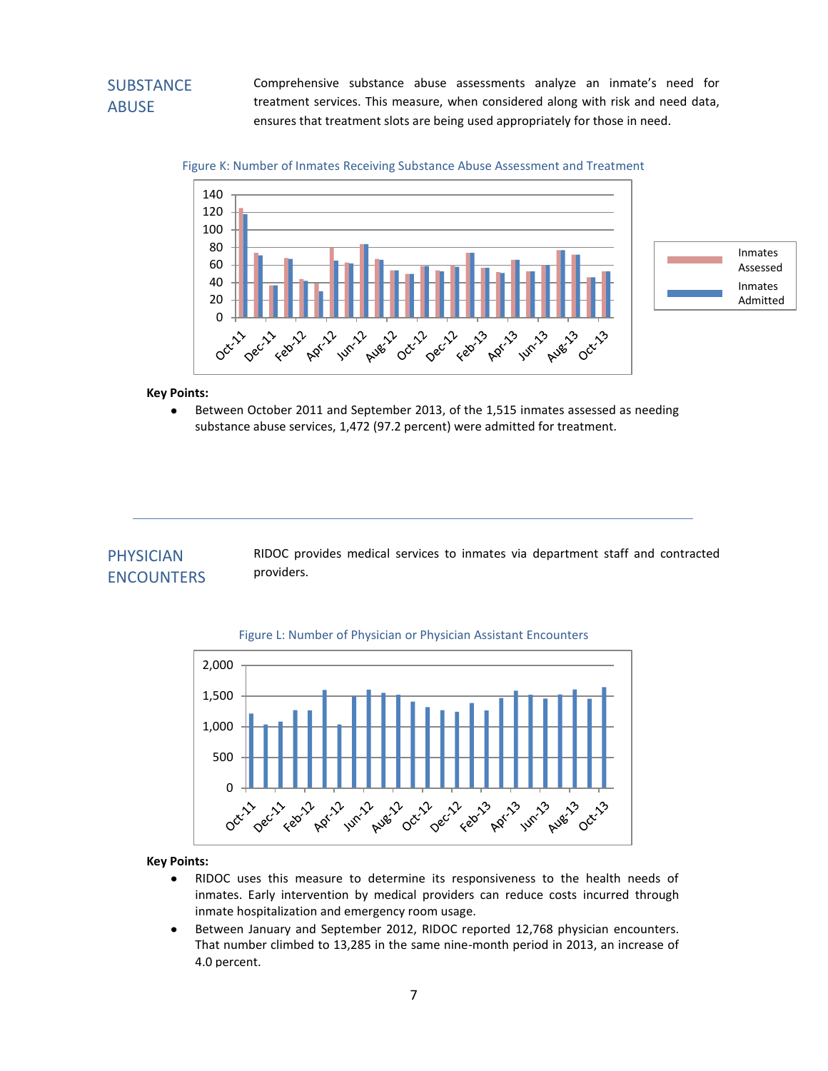## SUBSTANCE ABUSE

Comprehensive substance abuse assessments analyze an inmate's need for treatment services. This measure, when considered along with risk and need data, ensures that treatment slots are being used appropriately for those in need.

Figure K: Number of Inmates Receiving Substance Abuse Assessment and Treatment

**Key Points:**

- Between October 2011 and September 2013, of the 1,515 inmates assessed as needing substance abuse services, 1,472 (97.2 percent) were admitted for treatment.

---

## PHYSICIAN ENCOUNTERS

RIDOC provides medical services to inmates via department staff and contracted providers.

Figure L: Number of Physician or Physician Assistant Encounters

**Key Points:**

- RIDOC uses this measure to determine its responsiveness to the health needs of inmates. Early intervention by medical providers can reduce costs incurred through inmate hospitalization and emergency room usage.
- Between January and September 2012, RIDOC reported 12,768 physician encounters. That number climbed to 13,285 in the same nine-month period in 2013, an increase of 4.0 percent.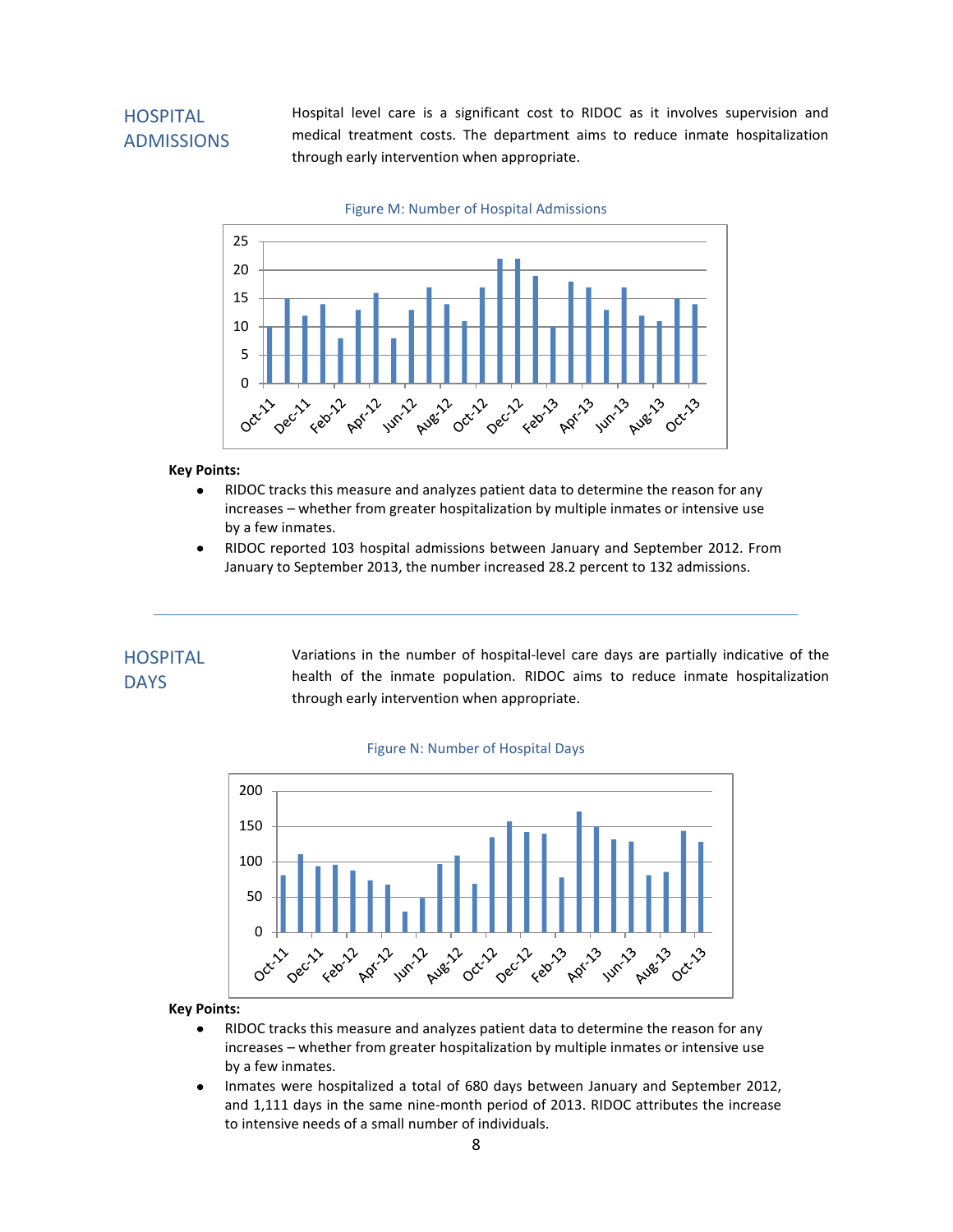## HOSPITAL ADMISSIONS

Hospital level care is a significant cost to RIDOC as it involves supervision and medical treatment costs. The department aims to reduce inmate hospitalization through early intervention when appropriate.

Figure M: Number of Hospital Admissions

**Key Points:**

- RIDOC tracks this measure and analyzes patient data to determine the reason for any increases – whether from greater hospitalization by multiple inmates or intensive use by a few inmates.
- RIDOC reported 103 hospital admissions between January and September 2012. From January to September 2013, the number increased 28.2 percent to 132 admissions.

---

## HOSPITAL DAYS

Variations in the number of hospital-level care days are partially indicative of the health of the inmate population. RIDOC aims to reduce inmate hospitalization through early intervention when appropriate.

Figure N: Number of Hospital Days

**Key Points:**

- RIDOC tracks this measure and analyzes patient data to determine the reason for any increases – whether from greater hospitalization by multiple inmates or intensive use by a few inmates.
- Inmates were hospitalized a total of 680 days between January and September 2012, and 1,111 days in the same nine-month period of 2013. RIDOC attributes the increase to intensive needs of a small number of individuals.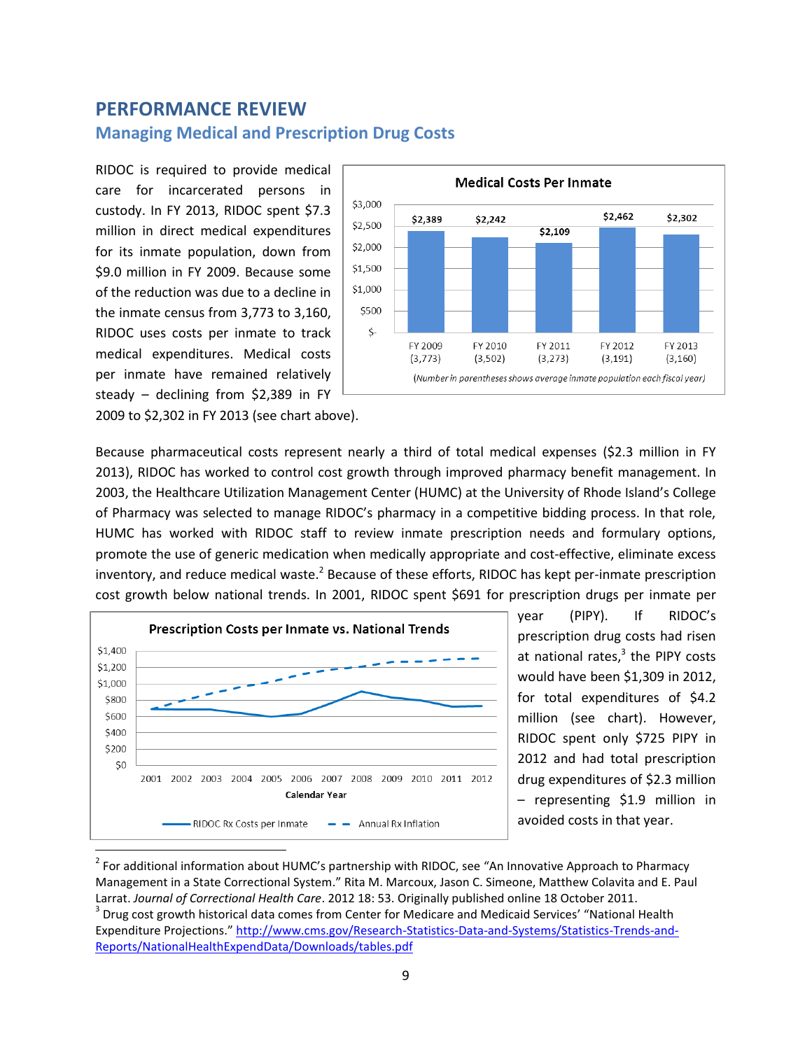# PERFORMANCE REVIEW

## Managing Medical and Prescription Drug Costs

RIDOC is required to provide medical care for incarcerated persons in custody. In FY 2013, RIDOC spent $7.3 million in direct medical expenditures for its inmate population, down from $9.0 million in FY 2009. Because some of the reduction was due to a decline in the inmate census from 3,773 to 3,160, RIDOC uses costs per inmate to track medical expenditures. Medical costs per inmate have remained relatively steady – declining from $2,389 in FY 2009 to $2,302 in FY 2013 (see chart above).

**Medical Costs Per Inmate**

$3,000
$2,500
$2,000
$1,500
$1,000
$500
$-

$2,389
$2,242
$2,109
$2,462
$2,302

FY 2009 (3,773)
FY 2010 (3,502)
FY 2011 (3,273)
FY 2012 (3,191)
FY 2013 (3,160)

*(Number in parentheses shows average inmate population each fiscal year)*

Because pharmaceutical costs represent nearly a third of total medical expenses ($2.3 million in FY 2013), RIDOC has worked to control cost growth through improved pharmacy benefit management. In 2003, the Healthcare Utilization Management Center (HUMC) at the University of Rhode Island's College of Pharmacy was selected to manage RIDOC's pharmacy in a competitive bidding process. In that role, HUMC has worked with RIDOC staff to review inmate prescription needs and formulary options, promote the use of generic medication when medically appropriate and cost-effective, eliminate excess inventory, and reduce medical waste.[2] Because of these efforts, RIDOC has kept per-inmate prescription cost growth below national trends. In 2001, RIDOC spent $691 for prescription drugs per inmate per year (PIPY). If RIDOC's prescription drug costs had risen at national rates,[3] the PIPY costs would have been $1,309 in 2012, for total expenditures of $4.2 million (see chart). However, RIDOC spent only $725 PIPY in 2012 and had total prescription drug expenditures of $2.3 million – representing $1.9 million in avoided costs in that year.

**Prescription Costs per Inmate vs. National Trends**

$1,400
$1,200
$1,000
$800
$600
$400
$200
$0

2001 2002 2003 2004 2005 2006 2007 2008 2009 2010 2011 2012

Calendar Year

RIDOC Rx Costs per Inmate
Annual Rx Inflation

---

[2] For additional information about HUMC's partnership with RIDOC, see "An Innovative Approach to Pharmacy Management in a State Correctional System." Rita M. Marcoux, Jason C. Simeone, Matthew Colavita and E. Paul Larrat. *Journal of Correctional Health Care*. 2012 18: 53. Originally published online 18 October 2011.

[3] Drug cost growth historical data comes from Center for Medicare and Medicaid Services' "National Health Expenditure Projections." http://www.cms.gov/Research-Statistics-Data-and-Systems/Statistics-Trends-and-Reports/NationalHealthExpendData/Downloads/tables.pdf